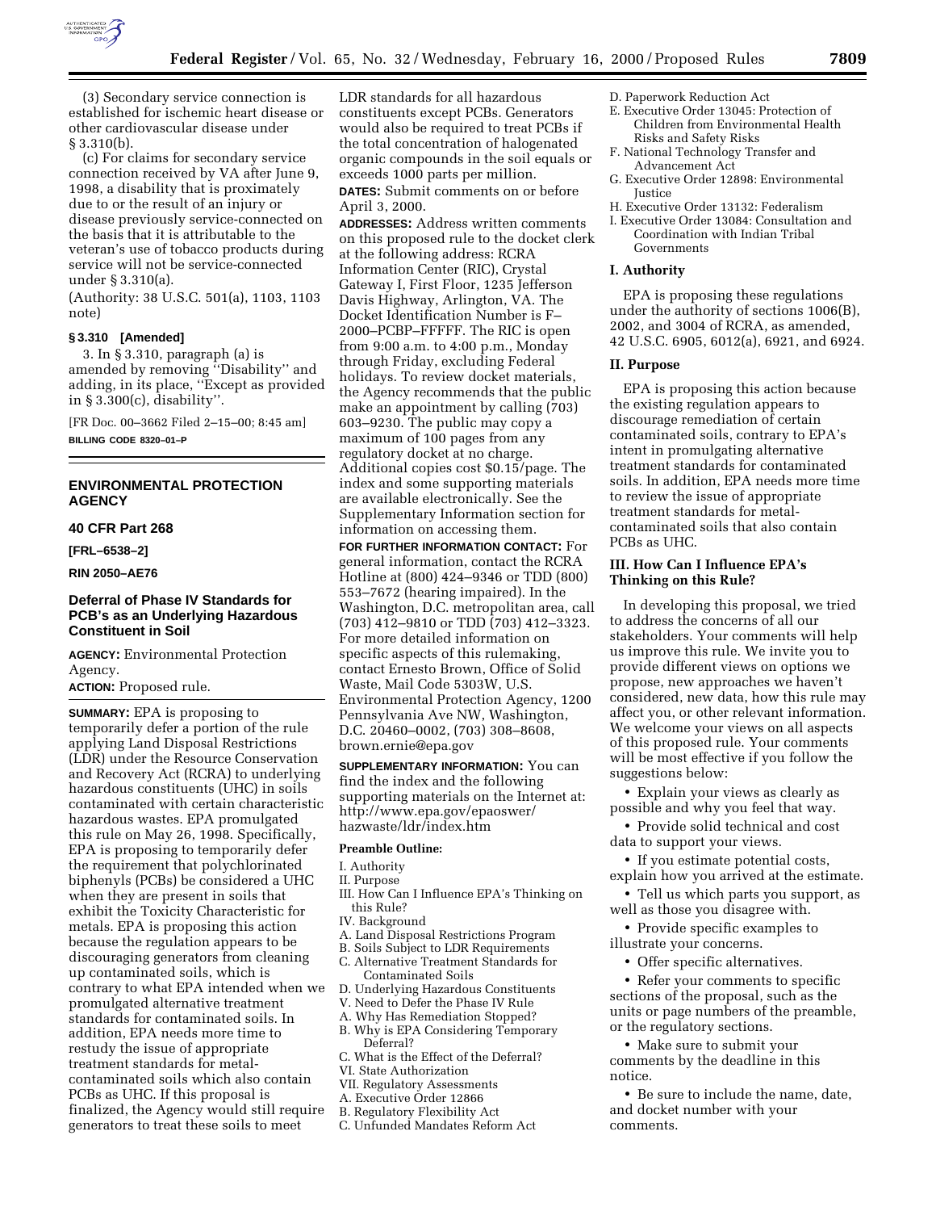(3) Secondary service connection is established for ischemic heart disease or other cardiovascular disease under § 3.310(b).

(c) For claims for secondary service connection received by VA after June 9, 1998, a disability that is proximately due to or the result of an injury or disease previously service-connected on the basis that it is attributable to the veteran's use of tobacco products during service will not be service-connected under § 3.310(a).

(Authority: 38 U.S.C. 501(a), 1103, 1103 note)

**§ 3.310 [Amended]**

3. In § 3.310, paragraph (a) is amended by removing ''Disability'' and adding, in its place, ''Except as provided in § 3.300(c), disability''.

[FR Doc. 00–3662 Filed 2–15–00; 8:45 am]

**BILLING CODE 8320–01–P**

---

## ENVIRONMENTAL PROTECTION AGENCY

### 40 CFR Part 268

**[FRL–6538–2]**

**RIN 2050–AE76**

### Deferral of Phase IV Standards for PCB's as an Underlying Hazardous Constituent in Soil

**AGENCY:** Environmental Protection Agency.

**ACTION:** Proposed rule.

**SUMMARY:** EPA is proposing to temporarily defer a portion of the rule applying Land Disposal Restrictions (LDR) under the Resource Conservation and Recovery Act (RCRA) to underlying hazardous constituents (UHC) in soils contaminated with certain characteristic hazardous wastes. EPA promulgated this rule on May 26, 1998. Specifically, EPA is proposing to temporarily defer the requirement that polychlorinated biphenyls (PCBs) be considered a UHC when they are present in soils that exhibit the Toxicity Characteristic for metals. EPA is proposing this action because the regulation appears to be discouraging generators from cleaning up contaminated soils, which is contrary to what EPA intended when we promulgated alternative treatment standards for contaminated soils. In addition, EPA needs more time to restudy the issue of appropriate treatment standards for metal-contaminated soils which also contain PCBs as UHC. If this proposal is finalized, the Agency would still require generators to treat these soils to meet LDR standards for all hazardous constituents except PCBs. Generators would also be required to treat PCBs if the total concentration of halogenated organic compounds in the soil equals or exceeds 1000 parts per million.

**DATES:** Submit comments on or before April 3, 2000.

**ADDRESSES:** Address written comments on this proposed rule to the docket clerk at the following address: RCRA Information Center (RIC), Crystal Gateway I, First Floor, 1235 Jefferson Davis Highway, Arlington, VA. The Docket Identification Number is F–2000–PCBP–FFFFF. The RIC is open from 9:00 a.m. to 4:00 p.m., Monday through Friday, excluding Federal holidays. To review docket materials, the Agency recommends that the public make an appointment by calling (703) 603–9230. The public may copy a maximum of 100 pages from any regulatory docket at no charge. Additional copies cost $0.15/page. The index and some supporting materials are available electronically. See the Supplementary Information section for information on accessing them.

**FOR FURTHER INFORMATION CONTACT:** For general information, contact the RCRA Hotline at (800) 424–9346 or TDD (800) 553–7672 (hearing impaired). In the Washington, D.C. metropolitan area, call (703) 412–9810 or TDD (703) 412–3323. For more detailed information on specific aspects of this rulemaking, contact Ernesto Brown, Office of Solid Waste, Mail Code 5303W, U.S. Environmental Protection Agency, 1200 Pennsylvania Ave NW, Washington, D.C. 20460–0002, (703) 308–8608, brown.ernie@epa.gov

**SUPPLEMENTARY INFORMATION:** You can find the index and the following supporting materials on the Internet at: http://www.epa.gov/epaoswer/hazwaste/ldr/index.htm

**Preamble Outline:**

I. Authority
II. Purpose
III. How Can I Influence EPA's Thinking on this Rule?
IV. Background
A. Land Disposal Restrictions Program
B. Soils Subject to LDR Requirements
C. Alternative Treatment Standards for Contaminated Soils
D. Underlying Hazardous Constituents
V. Need to Defer the Phase IV Rule
A. Why Has Remediation Stopped?
B. Why is EPA Considering Temporary Deferral?
C. What is the Effect of the Deferral?
VI. State Authorization
VII. Regulatory Assessments
A. Executive Order 12866
B. Regulatory Flexibility Act
C. Unfunded Mandates Reform Act
D. Paperwork Reduction Act
E. Executive Order 13045: Protection of Children from Environmental Health Risks and Safety Risks
F. National Technology Transfer and Advancement Act
G. Executive Order 12898: Environmental Justice
H. Executive Order 13132: Federalism
I. Executive Order 13084: Consultation and Coordination with Indian Tribal Governments

### I. Authority

EPA is proposing these regulations under the authority of sections 1006(B), 2002, and 3004 of RCRA, as amended, 42 U.S.C. 6905, 6012(a), 6921, and 6924.

### II. Purpose

EPA is proposing this action because the existing regulation appears to discourage remediation of certain contaminated soils, contrary to EPA's intent in promulgating alternative treatment standards for contaminated soils. In addition, EPA needs more time to review the issue of appropriate treatment standards for metal-contaminated soils that also contain PCBs as UHC.

### III. How Can I Influence EPA's Thinking on this Rule?

In developing this proposal, we tried to address the concerns of all our stakeholders. Your comments will help us improve this rule. We invite you to provide different views on options we propose, new approaches we haven't considered, new data, how this rule may affect you, or other relevant information. We welcome your views on all aspects of this proposed rule. Your comments will be most effective if you follow the suggestions below:

• Explain your views as clearly as possible and why you feel that way.

• Provide solid technical and cost data to support your views.

• If you estimate potential costs, explain how you arrived at the estimate.

• Tell us which parts you support, as well as those you disagree with.

• Provide specific examples to illustrate your concerns.

• Offer specific alternatives.

• Refer your comments to specific sections of the proposal, such as the units or page numbers of the preamble, or the regulatory sections.

• Make sure to submit your comments by the deadline in this notice.

• Be sure to include the name, date, and docket number with your comments.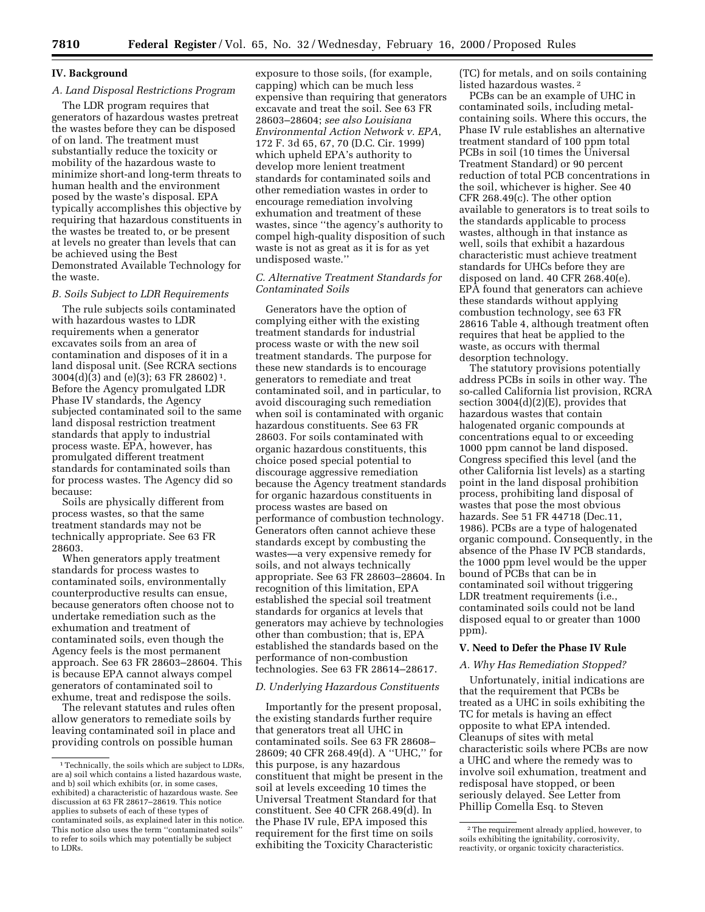## IV. Background

### A. Land Disposal Restrictions Program

The LDR program requires that generators of hazardous wastes pretreat the wastes before they can be disposed of on land. The treatment must substantially reduce the toxicity or mobility of the hazardous waste to minimize short-and long-term threats to human health and the environment posed by the waste's disposal. EPA typically accomplishes this objective by requiring that hazardous constituents in the wastes be treated to, or be present at levels no greater than levels that can be achieved using the Best Demonstrated Available Technology for the waste.

### B. Soils Subject to LDR Requirements

The rule subjects soils contaminated with hazardous wastes to LDR requirements when a generator excavates soils from an area of contamination and disposes of it in a land disposal unit. (See RCRA sections 3004(d)(3) and (e)(3); 63 FR 28602)[1]. Before the Agency promulgated LDR Phase IV standards, the Agency subjected contaminated soil to the same land disposal restriction treatment standards that apply to industrial process waste. EPA, however, has promulgated different treatment standards for contaminated soils than for process wastes. The Agency did so because:

Soils are physically different from process wastes, so that the same treatment standards may not be technically appropriate. See 63 FR 28603.

When generators apply treatment standards for process wastes to contaminated soils, environmentally counterproductive results can ensue, because generators often choose not to undertake remediation such as the exhumation and treatment of contaminated soils, even though the Agency feels is the most permanent approach. See 63 FR 28603–28604. This is because EPA cannot always compel generators of contaminated soil to exhume, treat and redispose the soils.

The relevant statutes and rules often allow generators to remediate soils by leaving contaminated soil in place and providing controls on possible human exposure to those soils, (for example, capping) which can be much less expensive than requiring that generators excavate and treat the soil. See 63 FR 28603–28604; *see also Louisiana Environmental Action Network v. EPA*, 172 F. 3d 65, 67, 70 (D.C. Cir. 1999) which upheld EPA's authority to develop more lenient treatment standards for contaminated soils and other remediation wastes in order to encourage remediation involving exhumation and treatment of these wastes, since ''the agency's authority to compel high-quality disposition of such waste is not as great as it is for as yet undisposed waste.''

### C. Alternative Treatment Standards for Contaminated Soils

Generators have the option of complying either with the existing treatment standards for industrial process waste or with the new soil treatment standards. The purpose for these new standards is to encourage generators to remediate and treat contaminated soil, and in particular, to avoid discouraging such remediation when soil is contaminated with organic hazardous constituents. See 63 FR 28603. For soils contaminated with organic hazardous constituents, this choice posed special potential to discourage aggressive remediation because the Agency treatment standards for organic hazardous constituents in process wastes are based on performance of combustion technology. Generators often cannot achieve these standards except by combusting the wastes—a very expensive remedy for soils, and not always technically appropriate. See 63 FR 28603–28604. In recognition of this limitation, EPA established the special soil treatment standards for organics at levels that generators may achieve by technologies other than combustion; that is, EPA established the standards based on the performance of non-combustion technologies. See 63 FR 28614–28617.

### D. Underlying Hazardous Constituents

Importantly for the present proposal, the existing standards further require that generators treat all UHC in contaminated soils. See 63 FR 28608–28609; 40 CFR 268.49(d). A ''UHC,'' for this purpose, is any hazardous constituent that might be present in the soil at levels exceeding 10 times the Universal Treatment Standard for that constituent. See 40 CFR 268.49(d). In the Phase IV rule, EPA imposed this requirement for the first time on soils exhibiting the Toxicity Characteristic (TC) for metals, and on soils containing listed hazardous wastes.[2]

PCBs can be an example of UHC in contaminated soils, including metal-containing soils. Where this occurs, the Phase IV rule establishes an alternative treatment standard of 100 ppm total PCBs in soil (10 times the Universal Treatment Standard) or 90 percent reduction of total PCB concentrations in the soil, whichever is higher. See 40 CFR 268.49(c). The other option available to generators is to treat soils to the standards applicable to process wastes, although in that instance as well, soils that exhibit a hazardous characteristic must achieve treatment standards for UHCs before they are disposed on land. 40 CFR 268.40(e). EPA found that generators can achieve these standards without applying combustion technology, see 63 FR 28616 Table 4, although treatment often requires that heat be applied to the waste, as occurs with thermal desorption technology.

The statutory provisions potentially address PCBs in soils in other way. The so-called California list provision, RCRA section 3004(d)(2)(E), provides that hazardous wastes that contain halogenated organic compounds at concentrations equal to or exceeding 1000 ppm cannot be land disposed. Congress specified this level (and the other California list levels) as a starting point in the land disposal prohibition process, prohibiting land disposal of wastes that pose the most obvious hazards. See 51 FR 44718 (Dec.11, 1986). PCBs are a type of halogenated organic compound. Consequently, in the absence of the Phase IV PCB standards, the 1000 ppm level would be the upper bound of PCBs that can be in contaminated soil without triggering LDR treatment requirements (i.e., contaminated soils could not be land disposed equal to or greater than 1000 ppm).

## V. Need to Defer the Phase IV Rule

### A. Why Has Remediation Stopped?

Unfortunately, initial indications are that the requirement that PCBs be treated as a UHC in soils exhibiting the TC for metals is having an effect opposite to what EPA intended. Cleanups of sites with metal characteristic soils where PCBs are now a UHC and where the remedy was to involve soil exhumation, treatment and redisposal have stopped, or been seriously delayed. See Letter from Phillip Comella Esq. to Steven

---

[1] Technically, the soils which are subject to LDRs, are a) soil which contains a listed hazardous waste, and b) soil which exhibits (or, in some cases, exhibited) a characteristic of hazardous waste. See discussion at 63 FR 28617–28619. This notice applies to subsets of each of these types of contaminated soils, as explained later in this notice. This notice also uses the term ''contaminated soils'' to refer to soils which may potentially be subject to LDRs.

[2] The requirement already applied, however, to soils exhibiting the ignitability, corrosivity, reactivity, or organic toxicity characteristics.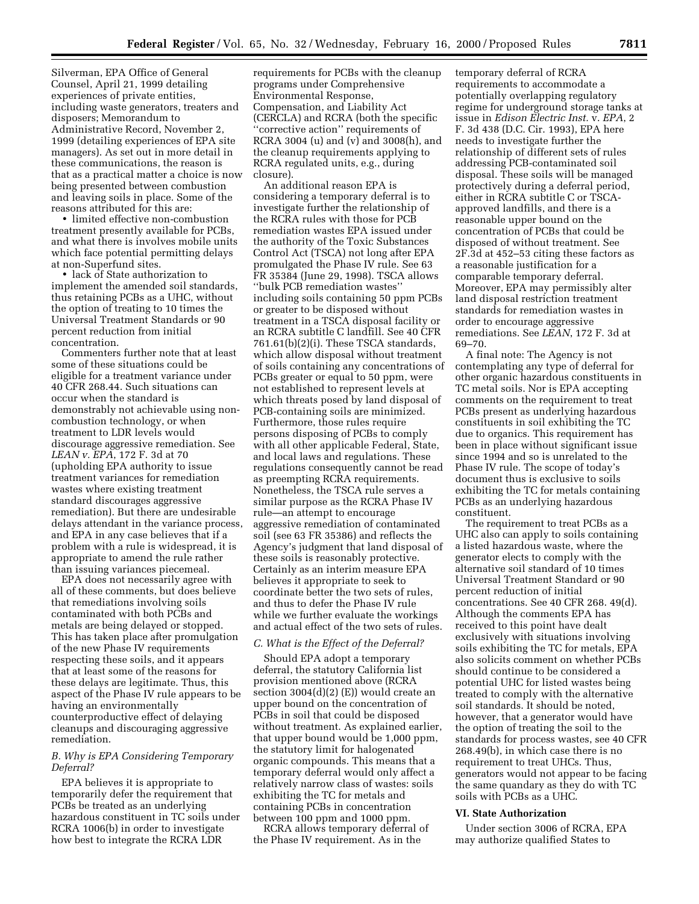Silverman, EPA Office of General Counsel, April 21, 1999 detailing experiences of private entities, including waste generators, treaters and disposers; Memorandum to Administrative Record, November 2, 1999 (detailing experiences of EPA site managers). As set out in more detail in these communications, the reason is that as a practical matter a choice is now being presented between combustion and leaving soils in place. Some of the reasons attributed for this are:

- limited effective non-combustion treatment presently available for PCBs, and what there is involves mobile units which face potential permitting delays at non-Superfund sites.
- lack of State authorization to implement the amended soil standards, thus retaining PCBs as a UHC, without the option of treating to 10 times the Universal Treatment Standards or 90 percent reduction from initial concentration.

Commenters further note that at least some of these situations could be eligible for a treatment variance under 40 CFR 268.44. Such situations can occur when the standard is demonstrably not achievable using non-combustion technology, or when treatment to LDR levels would discourage aggressive remediation. See *LEAN v. EPA*, 172 F. 3d at 70 (upholding EPA authority to issue treatment variances for remediation wastes where existing treatment standard discourages aggressive remediation). But there are undesirable delays attendant in the variance process, and EPA in any case believes that if a problem with a rule is widespread, it is appropriate to amend the rule rather than issuing variances piecemeal.

EPA does not necessarily agree with all of these comments, but does believe that remediations involving soils contaminated with both PCBs and metals are being delayed or stopped. This has taken place after promulgation of the new Phase IV requirements respecting these soils, and it appears that at least some of the reasons for these delays are legitimate. Thus, this aspect of the Phase IV rule appears to be having an environmentally counterproductive effect of delaying cleanups and discouraging aggressive remediation.

### *B. Why is EPA Considering Temporary Deferral?*

EPA believes it is appropriate to temporarily defer the requirement that PCBs be treated as an underlying hazardous constituent in TC soils under RCRA 1006(b) in order to investigate how best to integrate the RCRA LDR requirements for PCBs with the cleanup programs under Comprehensive Environmental Response, Compensation, and Liability Act (CERCLA) and RCRA (both the specific ''corrective action'' requirements of RCRA 3004 (u) and (v) and 3008(h), and the cleanup requirements applying to RCRA regulated units, e.g., during closure).

An additional reason EPA is considering a temporary deferral is to investigate further the relationship of the RCRA rules with those for PCB remediation wastes EPA issued under the authority of the Toxic Substances Control Act (TSCA) not long after EPA promulgated the Phase IV rule. See 63 FR 35384 (June 29, 1998). TSCA allows ''bulk PCB remediation wastes'' including soils containing 50 ppm PCBs or greater to be disposed without treatment in a TSCA disposal facility or an RCRA subtitle C landfill. See 40 CFR 761.61(b)(2)(i). These TSCA standards, which allow disposal without treatment of soils containing any concentrations of PCBs greater or equal to 50 ppm, were not established to represent levels at which threats posed by land disposal of PCB-containing soils are minimized. Furthermore, those rules require persons disposing of PCBs to comply with all other applicable Federal, State, and local laws and regulations. These regulations consequently cannot be read as preempting RCRA requirements. Nonetheless, the TSCA rule serves a similar purpose as the RCRA Phase IV rule—an attempt to encourage aggressive remediation of contaminated soil (see 63 FR 35386) and reflects the Agency's judgment that land disposal of these soils is reasonably protective. Certainly as an interim measure EPA believes it appropriate to seek to coordinate better the two sets of rules, and thus to defer the Phase IV rule while we further evaluate the workings and actual effect of the two sets of rules.

### *C. What is the Effect of the Deferral?*

Should EPA adopt a temporary deferral, the statutory California list provision mentioned above (RCRA section 3004(d)(2) (E)) would create an upper bound on the concentration of PCBs in soil that could be disposed without treatment. As explained earlier, that upper bound would be 1,000 ppm, the statutory limit for halogenated organic compounds. This means that a temporary deferral would only affect a relatively narrow class of wastes: soils exhibiting the TC for metals and containing PCBs in concentration between 100 ppm and 1000 ppm.

RCRA allows temporary deferral of the Phase IV requirement. As in the temporary deferral of RCRA requirements to accommodate a potentially overlapping regulatory regime for underground storage tanks at issue in *Edison Electric Inst.* v. *EPA*, 2 F. 3d 438 (D.C. Cir. 1993), EPA here needs to investigate further the relationship of different sets of rules addressing PCB-contaminated soil disposal. These soils will be managed protectively during a deferral period, either in RCRA subtitle C or TSCA-approved landfills, and there is a reasonable upper bound on the concentration of PCBs that could be disposed of without treatment. See 2F.3d at 452–53 citing these factors as a reasonable justification for a comparable temporary deferral. Moreover, EPA may permissibly alter land disposal restriction treatment standards for remediation wastes in order to encourage aggressive remediations. See *LEAN*, 172 F. 3d at 69–70.

A final note: The Agency is not contemplating any type of deferral for other organic hazardous constituents in TC metal soils. Nor is EPA accepting comments on the requirement to treat PCBs present as underlying hazardous constituents in soil exhibiting the TC due to organics. This requirement has been in place without significant issue since 1994 and so is unrelated to the Phase IV rule. The scope of today's document thus is exclusive to soils exhibiting the TC for metals containing PCBs as an underlying hazardous constituent.

The requirement to treat PCBs as a UHC also can apply to soils containing a listed hazardous waste, where the generator elects to comply with the alternative soil standard of 10 times Universal Treatment Standard or 90 percent reduction of initial concentrations. See 40 CFR 268. 49(d). Although the comments EPA has received to this point have dealt exclusively with situations involving soils exhibiting the TC for metals, EPA also solicits comment on whether PCBs should continue to be considered a potential UHC for listed wastes being treated to comply with the alternative soil standards. It should be noted, however, that a generator would have the option of treating the soil to the standards for process wastes, see 40 CFR 268.49(b), in which case there is no requirement to treat UHCs. Thus, generators would not appear to be facing the same quandary as they do with TC soils with PCBs as a UHC.

## VI. State Authorization

Under section 3006 of RCRA, EPA may authorize qualified States to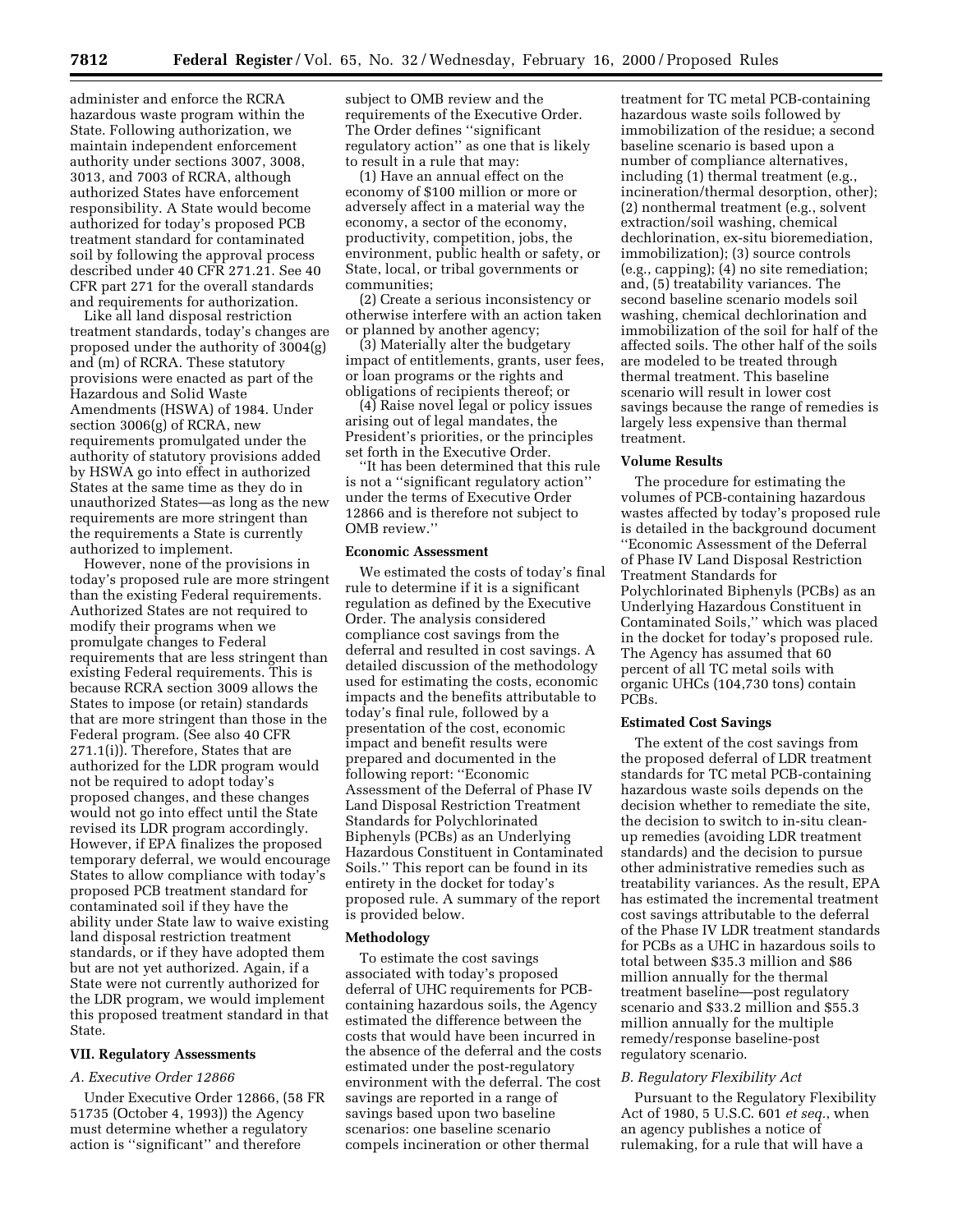administer and enforce the RCRA hazardous waste program within the State. Following authorization, we maintain independent enforcement authority under sections 3007, 3008, 3013, and 7003 of RCRA, although authorized States have enforcement responsibility. A State would become authorized for today's proposed PCB treatment standard for contaminated soil by following the approval process described under 40 CFR 271.21. See 40 CFR part 271 for the overall standards and requirements for authorization.

Like all land disposal restriction treatment standards, today's changes are proposed under the authority of 3004(g) and (m) of RCRA. These statutory provisions were enacted as part of the Hazardous and Solid Waste Amendments (HSWA) of 1984. Under section 3006(g) of RCRA, new requirements promulgated under the authority of statutory provisions added by HSWA go into effect in authorized States at the same time as they do in unauthorized States—as long as the new requirements are more stringent than the requirements a State is currently authorized to implement.

However, none of the provisions in today's proposed rule are more stringent than the existing Federal requirements. Authorized States are not required to modify their programs when we promulgate changes to Federal requirements that are less stringent than existing Federal requirements. This is because RCRA section 3009 allows the States to impose (or retain) standards that are more stringent than those in the Federal program. (See also 40 CFR 271.1(i)). Therefore, States that are authorized for the LDR program would not be required to adopt today's proposed changes, and these changes would not go into effect until the State revised its LDR program accordingly. However, if EPA finalizes the proposed temporary deferral, we would encourage States to allow compliance with today's proposed PCB treatment standard for contaminated soil if they have the ability under State law to waive existing land disposal restriction treatment standards, or if they have adopted them but are not yet authorized. Again, if a State were not currently authorized for the LDR program, we would implement this proposed treatment standard in that State.

## VII. Regulatory Assessments

### *A. Executive Order 12866*

Under Executive Order 12866, (58 FR 51735 (October 4, 1993)) the Agency must determine whether a regulatory action is ''significant'' and therefore subject to OMB review and the requirements of the Executive Order. The Order defines ''significant regulatory action'' as one that is likely to result in a rule that may:

(1) Have an annual effect on the economy of $100 million or more or adversely affect in a material way the economy, a sector of the economy, productivity, competition, jobs, the environment, public health or safety, or State, local, or tribal governments or communities;

(2) Create a serious inconsistency or otherwise interfere with an action taken or planned by another agency;

(3) Materially alter the budgetary impact of entitlements, grants, user fees, or loan programs or the rights and obligations of recipients thereof; or

(4) Raise novel legal or policy issues arising out of legal mandates, the President's priorities, or the principles set forth in the Executive Order.

''It has been determined that this rule is not a ''significant regulatory action'' under the terms of Executive Order 12866 and is therefore not subject to OMB review.''

#### Economic Assessment

We estimated the costs of today's final rule to determine if it is a significant regulation as defined by the Executive Order. The analysis considered compliance cost savings from the deferral and resulted in cost savings. A detailed discussion of the methodology used for estimating the costs, economic impacts and the benefits attributable to today's final rule, followed by a presentation of the cost, economic impact and benefit results were prepared and documented in the following report: ''Economic Assessment of the Deferral of Phase IV Land Disposal Restriction Treatment Standards for Polychlorinated Biphenyls (PCBs) as an Underlying Hazardous Constituent in Contaminated Soils.'' This report can be found in its entirety in the docket for today's proposed rule. A summary of the report is provided below.

#### Methodology

To estimate the cost savings associated with today's proposed deferral of UHC requirements for PCB-containing hazardous soils, the Agency estimated the difference between the costs that would have been incurred in the absence of the deferral and the costs estimated under the post-regulatory environment with the deferral. The cost savings are reported in a range of savings based upon two baseline scenarios: one baseline scenario compels incineration or other thermal treatment for TC metal PCB-containing hazardous waste soils followed by immobilization of the residue; a second baseline scenario is based upon a number of compliance alternatives, including (1) thermal treatment (e.g., incineration/thermal desorption, other); (2) nonthermal treatment (e.g., solvent extraction/soil washing, chemical dechlorination, ex-situ bioremediation, immobilization); (3) source controls (e.g., capping); (4) no site remediation; and, (5) treatability variances. The second baseline scenario models soil washing, chemical dechlorination and immobilization of the soil for half of the affected soils. The other half of the soils are modeled to be treated through thermal treatment. This baseline scenario will result in lower cost savings because the range of remedies is largely less expensive than thermal treatment.

#### Volume Results

The procedure for estimating the volumes of PCB-containing hazardous wastes affected by today's proposed rule is detailed in the background document ''Economic Assessment of the Deferral of Phase IV Land Disposal Restriction Treatment Standards for Polychlorinated Biphenyls (PCBs) as an Underlying Hazardous Constituent in Contaminated Soils,'' which was placed in the docket for today's proposed rule. The Agency has assumed that 60 percent of all TC metal soils with organic UHCs (104,730 tons) contain PCBs.

#### Estimated Cost Savings

The extent of the cost savings from the proposed deferral of LDR treatment standards for TC metal PCB-containing hazardous waste soils depends on the decision whether to remediate the site, the decision to switch to in-situ clean-up remedies (avoiding LDR treatment standards) and the decision to pursue other administrative remedies such as treatability variances. As the result, EPA has estimated the incremental treatment cost savings attributable to the deferral of the Phase IV LDR treatment standards for PCBs as a UHC in hazardous soils to total between $35.3 million and $86 million annually for the thermal treatment baseline—post regulatory scenario and $33.2 million and $55.3 million annually for the multiple remedy/response baseline-post regulatory scenario.

### *B. Regulatory Flexibility Act*

Pursuant to the Regulatory Flexibility Act of 1980, 5 U.S.C. 601 *et seq.*, when an agency publishes a notice of rulemaking, for a rule that will have a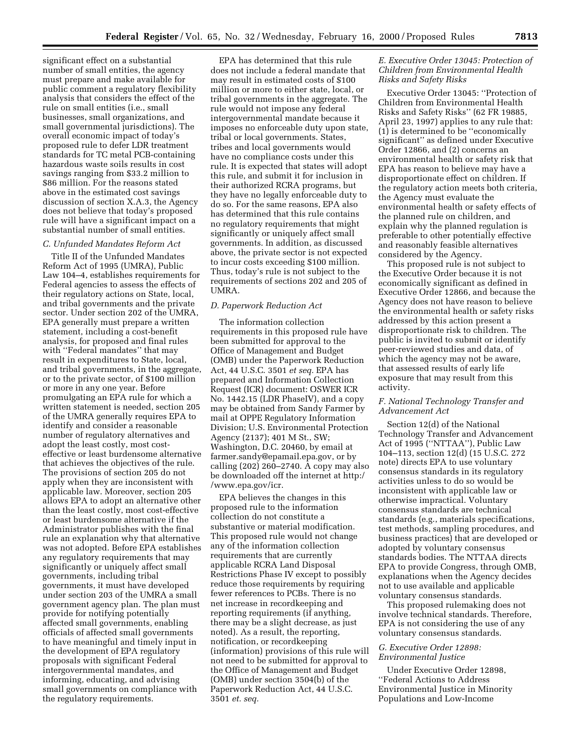significant effect on a substantial number of small entities, the agency must prepare and make available for public comment a regulatory flexibility analysis that considers the effect of the rule on small entities (i.e., small businesses, small organizations, and small governmental jurisdictions). The overall economic impact of today's proposed rule to defer LDR treatment standards for TC metal PCB-containing hazardous waste soils results in cost savings ranging from $33.2 million to $86 million. For the reasons stated above in the estimated cost savings discussion of section X.A.3, the Agency does not believe that today's proposed rule will have a significant impact on a substantial number of small entities.

### *C. Unfunded Mandates Reform Act*

Title II of the Unfunded Mandates Reform Act of 1995 (UMRA), Public Law 104–4, establishes requirements for Federal agencies to assess the effects of their regulatory actions on State, local, and tribal governments and the private sector. Under section 202 of the UMRA, EPA generally must prepare a written statement, including a cost-benefit analysis, for proposed and final rules with ''Federal mandates'' that may result in expenditures to State, local, and tribal governments, in the aggregate, or to the private sector, of $100 million or more in any one year. Before promulgating an EPA rule for which a written statement is needed, section 205 of the UMRA generally requires EPA to identify and consider a reasonable number of regulatory alternatives and adopt the least costly, most cost-effective or least burdensome alternative that achieves the objectives of the rule. The provisions of section 205 do not apply when they are inconsistent with applicable law. Moreover, section 205 allows EPA to adopt an alternative other than the least costly, most cost-effective or least burdensome alternative if the Administrator publishes with the final rule an explanation why that alternative was not adopted. Before EPA establishes any regulatory requirements that may significantly or uniquely affect small governments, including tribal governments, it must have developed under section 203 of the UMRA a small government agency plan. The plan must provide for notifying potentially affected small governments, enabling officials of affected small governments to have meaningful and timely input in the development of EPA regulatory proposals with significant Federal intergovernmental mandates, and informing, educating, and advising small governments on compliance with the regulatory requirements.

EPA has determined that this rule does not include a federal mandate that may result in estimated costs of $100 million or more to either state, local, or tribal governments in the aggregate. The rule would not impose any federal intergovernmental mandate because it imposes no enforceable duty upon state, tribal or local governments. States, tribes and local governments would have no compliance costs under this rule. It is expected that states will adopt this rule, and submit it for inclusion in their authorized RCRA programs, but they have no legally enforceable duty to do so. For the same reasons, EPA also has determined that this rule contains no regulatory requirements that might significantly or uniquely affect small governments. In addition, as discussed above, the private sector is not expected to incur costs exceeding $100 million. Thus, today's rule is not subject to the requirements of sections 202 and 205 of UMRA.

### *D. Paperwork Reduction Act*

The information collection requirements in this proposed rule have been submitted for approval to the Office of Management and Budget (OMB) under the Paperwork Reduction Act, 44 U.S.C. 3501 *et seq.* EPA has prepared and Information Collection Request (ICR) document: OSWER ICR No. 1442.15 (LDR PhaseIV), and a copy may be obtained from Sandy Farmer by mail at OPPE Regulatory Information Division; U.S. Environmental Protection Agency (2137); 401 M St., SW; Washington, D.C. 20460, by email at farmer.sandy@epamail.epa.gov, or by calling (202) 260–2740. A copy may also be downloaded off the internet at http://www.epa.gov/icr.

EPA believes the changes in this proposed rule to the information collection do not constitute a substantive or material modification. This proposed rule would not change any of the information collection requirements that are currently applicable RCRA Land Disposal Restrictions Phase IV except to possibly reduce those requirements by requiring fewer references to PCBs. There is no net increase in recordkeeping and reporting requirements (if anything, there may be a slight decrease, as just noted). As a result, the reporting, notification, or recordkeeping (information) provisions of this rule will not need to be submitted for approval to the Office of Management and Budget (OMB) under section 3504(b) of the Paperwork Reduction Act, 44 U.S.C. 3501 *et. seq.*

### *E. Executive Order 13045: Protection of Children from Environmental Health Risks and Safety Risks*

Executive Order 13045: ''Protection of Children from Environmental Health Risks and Safety Risks'' (62 FR 19885, April 23, 1997) applies to any rule that: (1) is determined to be ''economically significant'' as defined under Executive Order 12866, and (2) concerns an environmental health or safety risk that EPA has reason to believe may have a disproportionate effect on children. If the regulatory action meets both criteria, the Agency must evaluate the environmental health or safety effects of the planned rule on children, and explain why the planned regulation is preferable to other potentially effective and reasonably feasible alternatives considered by the Agency.

This proposed rule is not subject to the Executive Order because it is not economically significant as defined in Executive Order 12866, and because the Agency does not have reason to believe the environmental health or safety risks addressed by this action present a disproportionate risk to children. The public is invited to submit or identify peer-reviewed studies and data, of which the agency may not be aware, that assessed results of early life exposure that may result from this activity.

### *F. National Technology Transfer and Advancement Act*

Section 12(d) of the National Technology Transfer and Advancement Act of 1995 (''NTTAA''), Public Law 104–113, section 12(d) (15 U.S.C. 272 note) directs EPA to use voluntary consensus standards in its regulatory activities unless to do so would be inconsistent with applicable law or otherwise impractical. Voluntary consensus standards are technical standards (e.g., materials specifications, test methods, sampling procedures, and business practices) that are developed or adopted by voluntary consensus standards bodies. The NTTAA directs EPA to provide Congress, through OMB, explanations when the Agency decides not to use available and applicable voluntary consensus standards.

This proposed rulemaking does not involve technical standards. Therefore, EPA is not considering the use of any voluntary consensus standards.

### *G. Executive Order 12898: Environmental Justice*

Under Executive Order 12898, ''Federal Actions to Address Environmental Justice in Minority Populations and Low-Income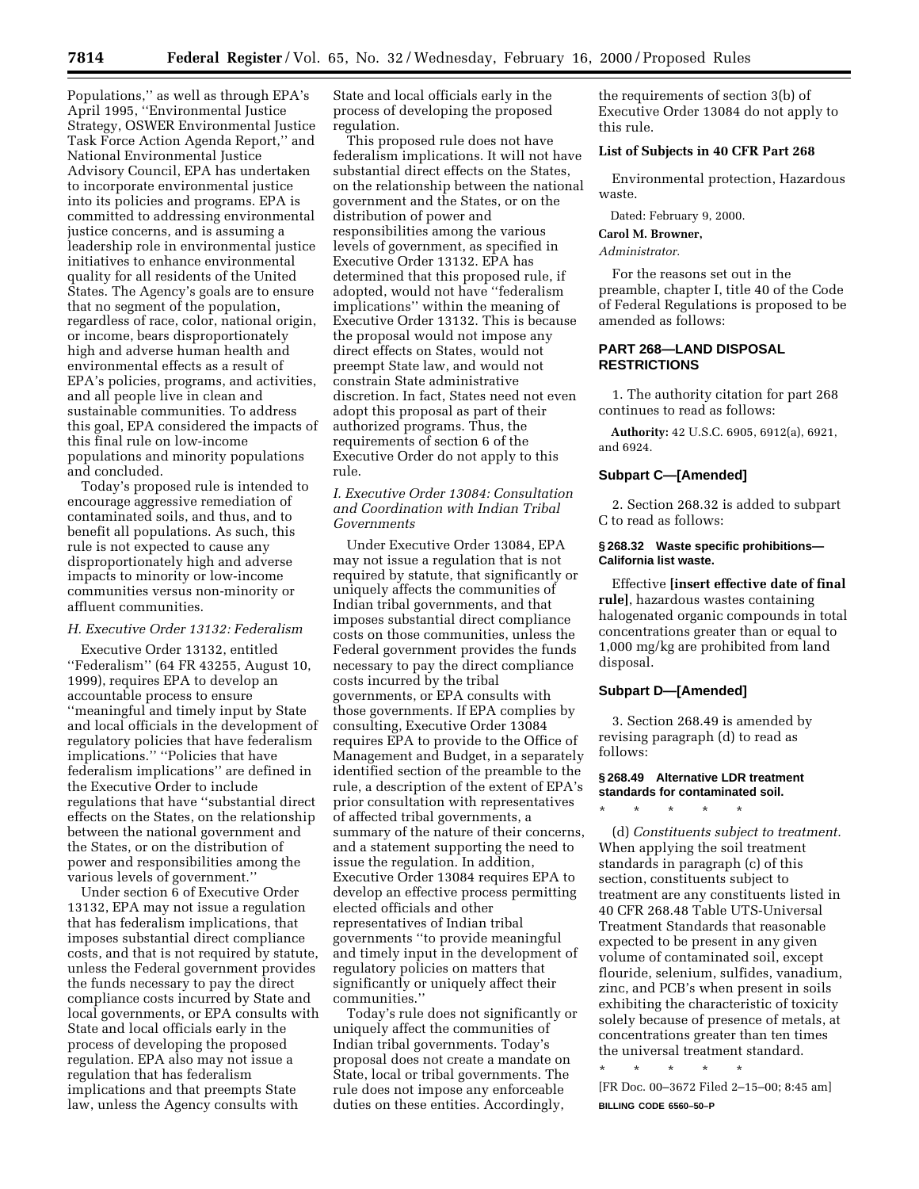Populations,'' as well as through EPA's April 1995, ''Environmental Justice Strategy, OSWER Environmental Justice Task Force Action Agenda Report,'' and National Environmental Justice Advisory Council, EPA has undertaken to incorporate environmental justice into its policies and programs. EPA is committed to addressing environmental justice concerns, and is assuming a leadership role in environmental justice initiatives to enhance environmental quality for all residents of the United States. The Agency's goals are to ensure that no segment of the population, regardless of race, color, national origin, or income, bears disproportionately high and adverse human health and environmental effects as a result of EPA's policies, programs, and activities, and all people live in clean and sustainable communities. To address this goal, EPA considered the impacts of this final rule on low-income populations and minority populations and concluded.

Today's proposed rule is intended to encourage aggressive remediation of contaminated soils, and thus, and to benefit all populations. As such, this rule is not expected to cause any disproportionately high and adverse impacts to minority or low-income communities versus non-minority or affluent communities.

### *H. Executive Order 13132: Federalism*

Executive Order 13132, entitled ''Federalism'' (64 FR 43255, August 10, 1999), requires EPA to develop an accountable process to ensure ''meaningful and timely input by State and local officials in the development of regulatory policies that have federalism implications.'' ''Policies that have federalism implications'' are defined in the Executive Order to include regulations that have ''substantial direct effects on the States, on the relationship between the national government and the States, or on the distribution of power and responsibilities among the various levels of government.''

Under section 6 of Executive Order 13132, EPA may not issue a regulation that has federalism implications, that imposes substantial direct compliance costs, and that is not required by statute, unless the Federal government provides the funds necessary to pay the direct compliance costs incurred by State and local governments, or EPA consults with State and local officials early in the process of developing the proposed regulation. EPA also may not issue a regulation that has federalism implications and that preempts State law, unless the Agency consults with State and local officials early in the process of developing the proposed regulation.

This proposed rule does not have federalism implications. It will not have substantial direct effects on the States, on the relationship between the national government and the States, or on the distribution of power and responsibilities among the various levels of government, as specified in Executive Order 13132. EPA has determined that this proposed rule, if adopted, would not have ''federalism implications'' within the meaning of Executive Order 13132. This is because the proposal would not impose any direct effects on States, would not preempt State law, and would not constrain State administrative discretion. In fact, States need not even adopt this proposal as part of their authorized programs. Thus, the requirements of section 6 of the Executive Order do not apply to this rule.

### *I. Executive Order 13084: Consultation and Coordination with Indian Tribal Governments*

Under Executive Order 13084, EPA may not issue a regulation that is not required by statute, that significantly or uniquely affects the communities of Indian tribal governments, and that imposes substantial direct compliance costs on those communities, unless the Federal government provides the funds necessary to pay the direct compliance costs incurred by the tribal governments, or EPA consults with those governments. If EPA complies by consulting, Executive Order 13084 requires EPA to provide to the Office of Management and Budget, in a separately identified section of the preamble to the rule, a description of the extent of EPA's prior consultation with representatives of affected tribal governments, a summary of the nature of their concerns, and a statement supporting the need to issue the regulation. In addition, Executive Order 13084 requires EPA to develop an effective process permitting elected officials and other representatives of Indian tribal governments ''to provide meaningful and timely input in the development of regulatory policies on matters that significantly or uniquely affect their communities.''

Today's rule does not significantly or uniquely affect the communities of Indian tribal governments. Today's proposal does not create a mandate on State, local or tribal governments. The rule does not impose any enforceable duties on these entities. Accordingly, the requirements of section 3(b) of Executive Order 13084 do not apply to this rule.

### List of Subjects in 40 CFR Part 268

Environmental protection, Hazardous waste.

Dated: February 9, 2000.

**Carol M. Browner,**

*Administrator.*

For the reasons set out in the preamble, chapter I, title 40 of the Code of Federal Regulations is proposed to be amended as follows:

## PART 268—LAND DISPOSAL RESTRICTIONS

1. The authority citation for part 268 continues to read as follows:

**Authority:** 42 U.S.C. 6905, 6912(a), 6921, and 6924.

### Subpart C—[Amended]

2. Section 268.32 is added to subpart C to read as follows:

#### § 268.32 Waste specific prohibitions—California list waste.

Effective **[insert effective date of final rule]**, hazardous wastes containing halogenated organic compounds in total concentrations greater than or equal to 1,000 mg/kg are prohibited from land disposal.

### Subpart D—[Amended]

3. Section 268.49 is amended by revising paragraph (d) to read as follows:

#### § 268.49 Alternative LDR treatment standards for contaminated soil.

\* \* \* \* \*

(d) *Constituents subject to treatment.* When applying the soil treatment standards in paragraph (c) of this section, constituents subject to treatment are any constituents listed in 40 CFR 268.48 Table UTS-Universal Treatment Standards that reasonable expected to be present in any given volume of contaminated soil, except flouride, selenium, sulfides, vanadium, zinc, and PCB's when present in soils exhibiting the characteristic of toxicity solely because of presence of metals, at concentrations greater than ten times the universal treatment standard.

\* \* \* \* \*

[FR Doc. 00–3672 Filed 2–15–00; 8:45 am]

**BILLING CODE 6560–50–P**